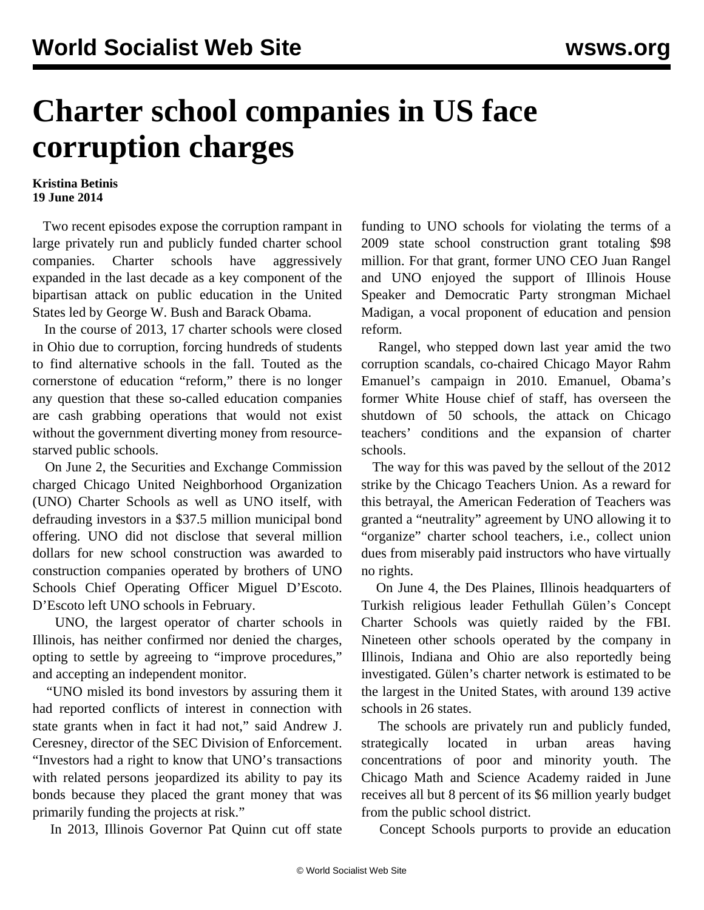# Charter school companies in US face corruption charges

**Kristina Betinis**
**19 June 2014**

Two recent episodes expose the corruption rampant in large privately run and publicly funded charter school companies. Charter schools have aggressively expanded in the last decade as a key component of the bipartisan attack on public education in the United States led by George W. Bush and Barack Obama.

In the course of 2013, 17 charter schools were closed in Ohio due to corruption, forcing hundreds of students to find alternative schools in the fall. Touted as the cornerstone of education "reform," there is no longer any question that these so-called education companies are cash grabbing operations that would not exist without the government diverting money from resource-starved public schools.

On June 2, the Securities and Exchange Commission charged Chicago United Neighborhood Organization (UNO) Charter Schools as well as UNO itself, with defrauding investors in a $37.5 million municipal bond offering. UNO did not disclose that several million dollars for new school construction was awarded to construction companies operated by brothers of UNO Schools Chief Operating Officer Miguel D'Escoto. D'Escoto left UNO schools in February.

UNO, the largest operator of charter schools in Illinois, has neither confirmed nor denied the charges, opting to settle by agreeing to "improve procedures," and accepting an independent monitor.

"UNO misled its bond investors by assuring them it had reported conflicts of interest in connection with state grants when in fact it had not," said Andrew J. Ceresney, director of the SEC Division of Enforcement. "Investors had a right to know that UNO's transactions with related persons jeopardized its ability to pay its bonds because they placed the grant money that was primarily funding the projects at risk."

In 2013, Illinois Governor Pat Quinn cut off state funding to UNO schools for violating the terms of a 2009 state school construction grant totaling $98 million. For that grant, former UNO CEO Juan Rangel and UNO enjoyed the support of Illinois House Speaker and Democratic Party strongman Michael Madigan, a vocal proponent of education and pension reform.

Rangel, who stepped down last year amid the two corruption scandals, co-chaired Chicago Mayor Rahm Emanuel's campaign in 2010. Emanuel, Obama's former White House chief of staff, has overseen the shutdown of 50 schools, the attack on Chicago teachers' conditions and the expansion of charter schools.

The way for this was paved by the sellout of the 2012 strike by the Chicago Teachers Union. As a reward for this betrayal, the American Federation of Teachers was granted a "neutrality" agreement by UNO allowing it to "organize" charter school teachers, i.e., collect union dues from miserably paid instructors who have virtually no rights.

On June 4, the Des Plaines, Illinois headquarters of Turkish religious leader Fethullah Gülen's Concept Charter Schools was quietly raided by the FBI. Nineteen other schools operated by the company in Illinois, Indiana and Ohio are also reportedly being investigated. Gülen's charter network is estimated to be the largest in the United States, with around 139 active schools in 26 states.

The schools are privately run and publicly funded, strategically located in urban areas having concentrations of poor and minority youth. The Chicago Math and Science Academy raided in June receives all but 8 percent of its $6 million yearly budget from the public school district.

Concept Schools purports to provide an education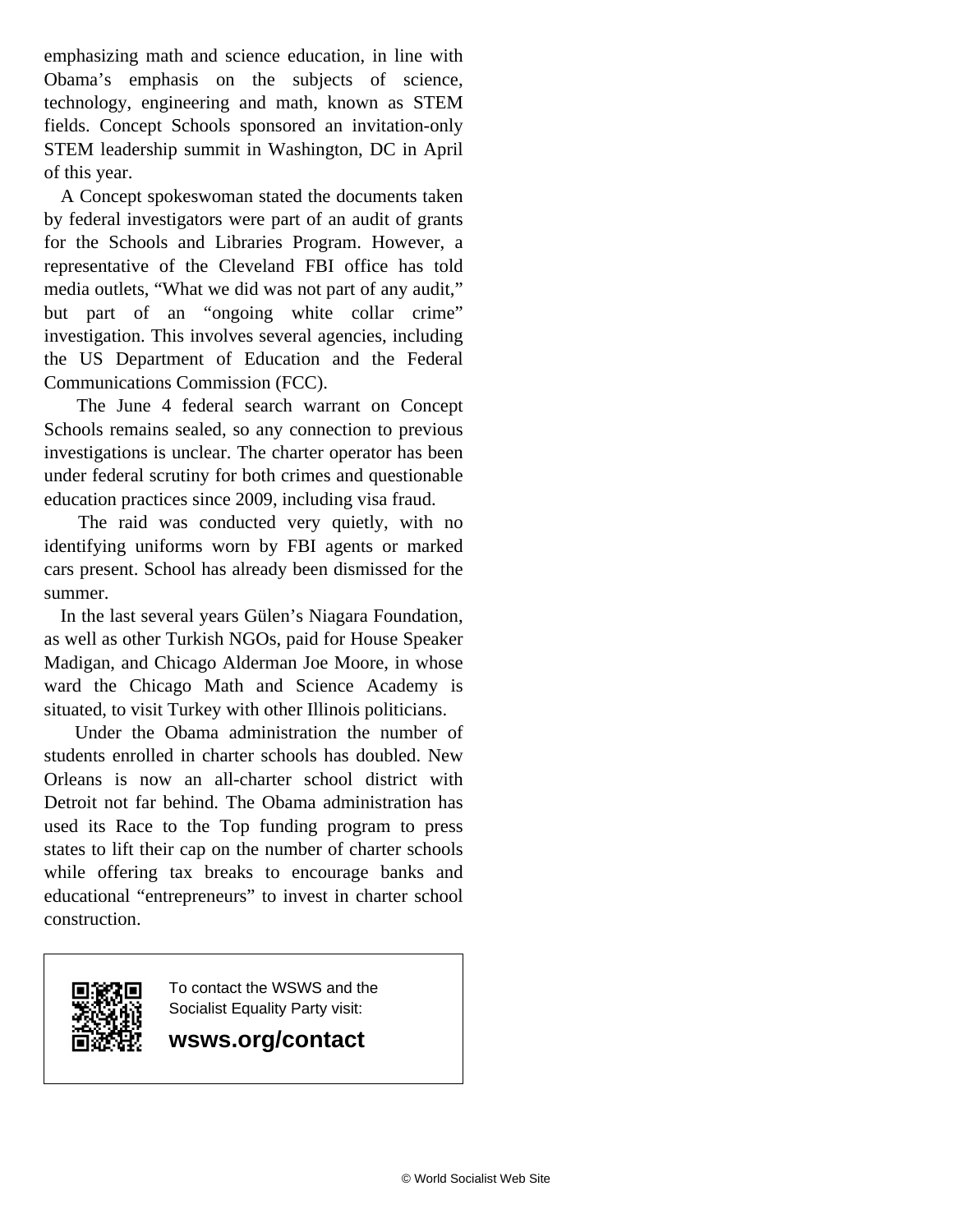emphasizing math and science education, in line with Obama's emphasis on the subjects of science, technology, engineering and math, known as STEM fields. Concept Schools sponsored an invitation-only STEM leadership summit in Washington, DC in April of this year.

A Concept spokeswoman stated the documents taken by federal investigators were part of an audit of grants for the Schools and Libraries Program. However, a representative of the Cleveland FBI office has told media outlets, "What we did was not part of any audit," but part of an "ongoing white collar crime" investigation. This involves several agencies, including the US Department of Education and the Federal Communications Commission (FCC).

The June 4 federal search warrant on Concept Schools remains sealed, so any connection to previous investigations is unclear. The charter operator has been under federal scrutiny for both crimes and questionable education practices since 2009, including visa fraud.

The raid was conducted very quietly, with no identifying uniforms worn by FBI agents or marked cars present. School has already been dismissed for the summer.

In the last several years Gülen's Niagara Foundation, as well as other Turkish NGOs, paid for House Speaker Madigan, and Chicago Alderman Joe Moore, in whose ward the Chicago Math and Science Academy is situated, to visit Turkey with other Illinois politicians.

Under the Obama administration the number of students enrolled in charter schools has doubled. New Orleans is now an all-charter school district with Detroit not far behind. The Obama administration has used its Race to the Top funding program to press states to lift their cap on the number of charter schools while offering tax breaks to encourage banks and educational "entrepreneurs" to invest in charter school construction.

To contact the WSWS and the Socialist Equality Party visit:

**wsws.org/contact**